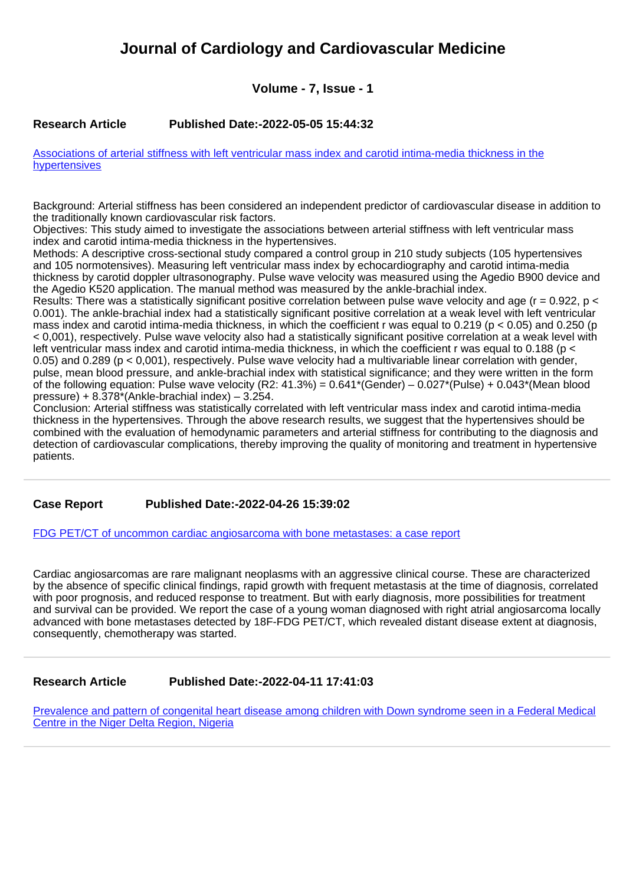# Journal of Cardiology and Cardiovascular Medicine

### Volume - 7, Issue - 1

**Research Article** **Published Date:-2022-05-05 15:44:32**

[Associations of arterial stiffness with left ventricular mass index and carotid intima-media thickness in the hypertensives]()

Background: Arterial stiffness has been considered an independent predictor of cardiovascular disease in addition to the traditionally known cardiovascular risk factors.
Objectives: This study aimed to investigate the associations between arterial stiffness with left ventricular mass index and carotid intima-media thickness in the hypertensives.
Methods: A descriptive cross-sectional study compared a control group in 210 study subjects (105 hypertensives and 105 normotensives). Measuring left ventricular mass index by echocardiography and carotid intima-media thickness by carotid doppler ultrasonography. Pulse wave velocity was measured using the Agedio B900 device and the Agedio K520 application. The manual method was measured by the ankle-brachial index.
Results: There was a statistically significant positive correlation between pulse wave velocity and age ($r = 0.922$, $p < 0.001$). The ankle-brachial index had a statistically significant positive correlation at a weak level with left ventricular mass index and carotid intima-media thickness, in which the coefficient r was equal to 0.219 ($p < 0.05$) and 0.250 ($p < 0,001$), respectively. Pulse wave velocity also had a statistically significant positive correlation at a weak level with left ventricular mass index and carotid intima-media thickness, in which the coefficient r was equal to 0.188 ($p < 0.05$) and 0.289 ($p < 0,001$), respectively. Pulse wave velocity had a multivariable linear correlation with gender, pulse, mean blood pressure, and ankle-brachial index with statistical significance; and they were written in the form of the following equation: Pulse wave velocity (R2: 41.3%) = 0.641*(Gender) – 0.027*(Pulse) + 0.043*(Mean blood pressure) + 8.378*(Ankle-brachial index) – 3.254.
Conclusion: Arterial stiffness was statistically correlated with left ventricular mass index and carotid intima-media thickness in the hypertensives. Through the above research results, we suggest that the hypertensives should be combined with the evaluation of hemodynamic parameters and arterial stiffness for contributing to the diagnosis and detection of cardiovascular complications, thereby improving the quality of monitoring and treatment in hypertensive patients.

---

**Case Report** **Published Date:-2022-04-26 15:39:02**

[FDG PET/CT of uncommon cardiac angiosarcoma with bone metastases: a case report]()

Cardiac angiosarcomas are rare malignant neoplasms with an aggressive clinical course. These are characterized by the absence of specific clinical findings, rapid growth with frequent metastasis at the time of diagnosis, correlated with poor prognosis, and reduced response to treatment. But with early diagnosis, more possibilities for treatment and survival can be provided. We report the case of a young woman diagnosed with right atrial angiosarcoma locally advanced with bone metastases detected by 18F-FDG PET/CT, which revealed distant disease extent at diagnosis, consequently, chemotherapy was started.

---

**Research Article** **Published Date:-2022-04-11 17:41:03**

[Prevalence and pattern of congenital heart disease among children with Down syndrome seen in a Federal Medical Centre in the Niger Delta Region, Nigeria]()

---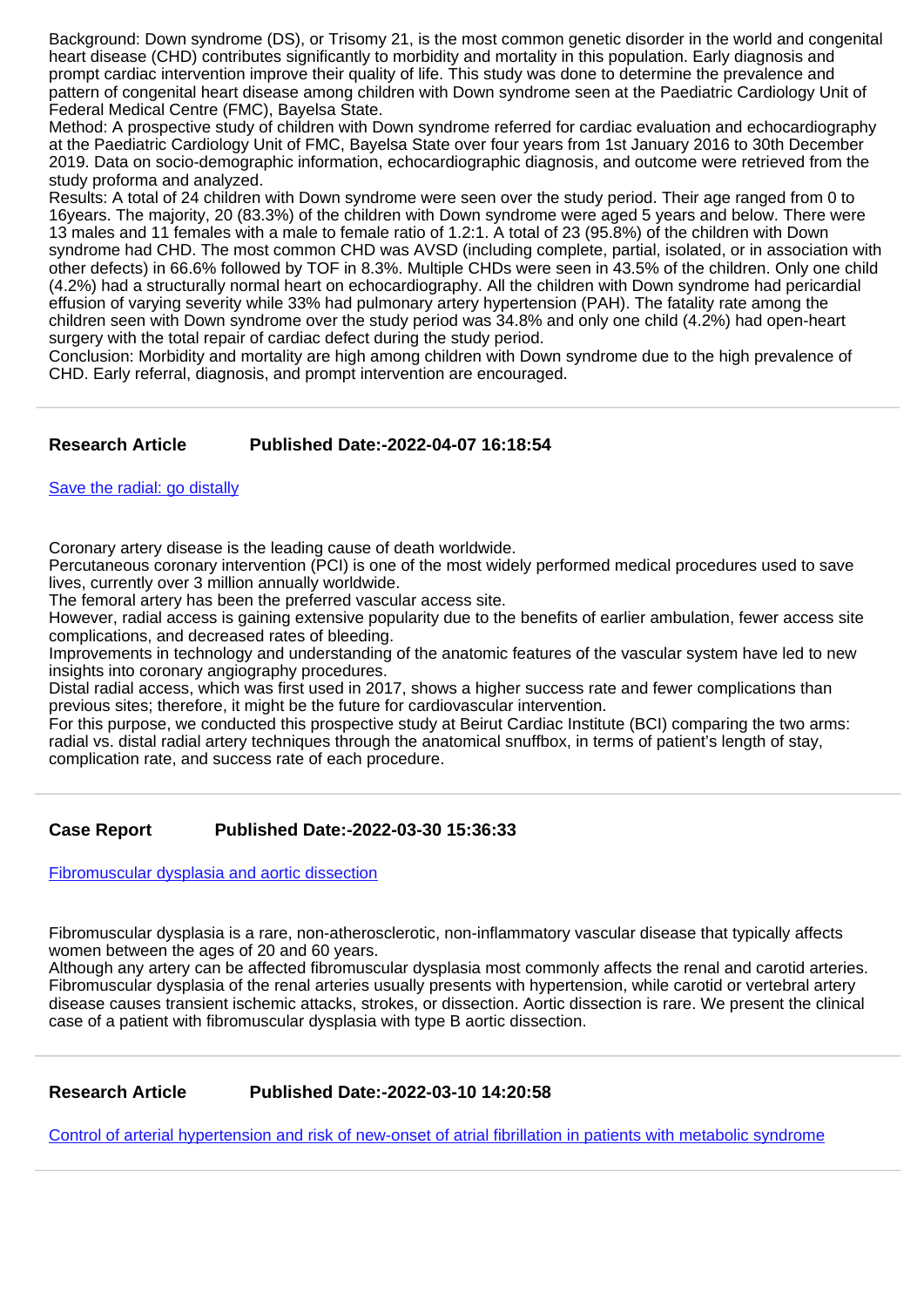Background: Down syndrome (DS), or Trisomy 21, is the most common genetic disorder in the world and congenital heart disease (CHD) contributes significantly to morbidity and mortality in this population. Early diagnosis and prompt cardiac intervention improve their quality of life. This study was done to determine the prevalence and pattern of congenital heart disease among children with Down syndrome seen at the Paediatric Cardiology Unit of Federal Medical Centre (FMC), Bayelsa State.
Method: A prospective study of children with Down syndrome referred for cardiac evaluation and echocardiography at the Paediatric Cardiology Unit of FMC, Bayelsa State over four years from 1st January 2016 to 30th December 2019. Data on socio-demographic information, echocardiographic diagnosis, and outcome were retrieved from the study proforma and analyzed.
Results: A total of 24 children with Down syndrome were seen over the study period. Their age ranged from 0 to 16years. The majority, 20 (83.3%) of the children with Down syndrome were aged 5 years and below. There were 13 males and 11 females with a male to female ratio of 1.2:1. A total of 23 (95.8%) of the children with Down syndrome had CHD. The most common CHD was AVSD (including complete, partial, isolated, or in association with other defects) in 66.6% followed by TOF in 8.3%. Multiple CHDs were seen in 43.5% of the children. Only one child (4.2%) had a structurally normal heart on echocardiography. All the children with Down syndrome had pericardial effusion of varying severity while 33% had pulmonary artery hypertension (PAH). The fatality rate among the children seen with Down syndrome over the study period was 34.8% and only one child (4.2%) had open-heart surgery with the total repair of cardiac defect during the study period.
Conclusion: Morbidity and mortality are high among children with Down syndrome due to the high prevalence of CHD. Early referral, diagnosis, and prompt intervention are encouraged.

---

**Research Article** **Published Date:-2022-04-07 16:18:54**

Save the radial: go distally

Coronary artery disease is the leading cause of death worldwide.
Percutaneous coronary intervention (PCI) is one of the most widely performed medical procedures used to save lives, currently over 3 million annually worldwide.
The femoral artery has been the preferred vascular access site.
However, radial access is gaining extensive popularity due to the benefits of earlier ambulation, fewer access site complications, and decreased rates of bleeding.
Improvements in technology and understanding of the anatomic features of the vascular system have led to new insights into coronary angiography procedures.
Distal radial access, which was first used in 2017, shows a higher success rate and fewer complications than previous sites; therefore, it might be the future for cardiovascular intervention.
For this purpose, we conducted this prospective study at Beirut Cardiac Institute (BCI) comparing the two arms: radial vs. distal radial artery techniques through the anatomical snuffbox, in terms of patient's length of stay, complication rate, and success rate of each procedure.

---

**Case Report** **Published Date:-2022-03-30 15:36:33**

Fibromuscular dysplasia and aortic dissection

Fibromuscular dysplasia is a rare, non-atherosclerotic, non-inflammatory vascular disease that typically affects women between the ages of 20 and 60 years.
Although any artery can be affected fibromuscular dysplasia most commonly affects the renal and carotid arteries. Fibromuscular dysplasia of the renal arteries usually presents with hypertension, while carotid or vertebral artery disease causes transient ischemic attacks, strokes, or dissection. Aortic dissection is rare. We present the clinical case of a patient with fibromuscular dysplasia with type B aortic dissection.

---

**Research Article** **Published Date:-2022-03-10 14:20:58**

Control of arterial hypertension and risk of new-onset of atrial fibrillation in patients with metabolic syndrome

---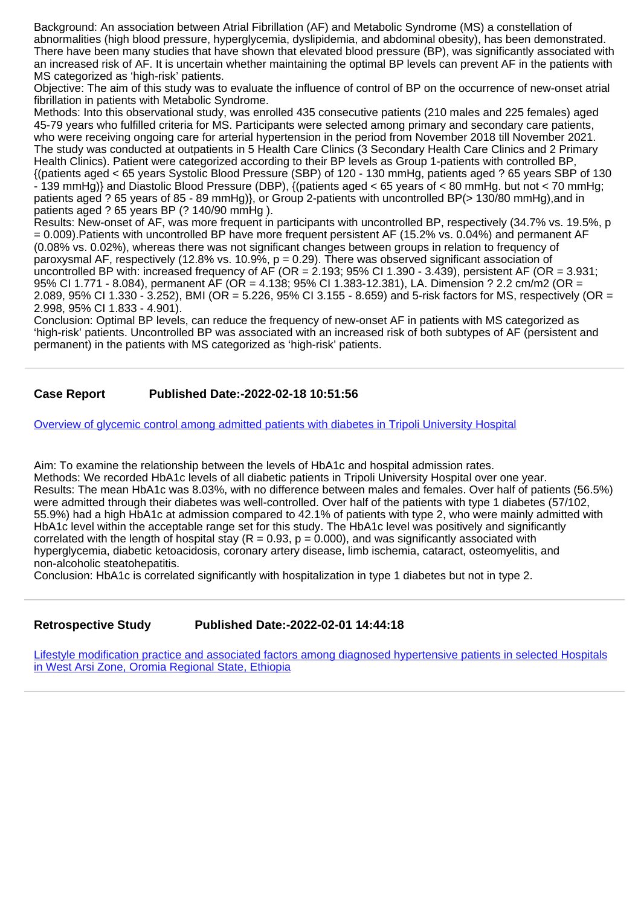Background: An association between Atrial Fibrillation (AF) and Metabolic Syndrome (MS) a constellation of abnormalities (high blood pressure, hyperglycemia, dyslipidemia, and abdominal obesity), has been demonstrated. There have been many studies that have shown that elevated blood pressure (BP), was significantly associated with an increased risk of AF. It is uncertain whether maintaining the optimal BP levels can prevent AF in the patients with MS categorized as 'high-risk' patients.
Objective: The aim of this study was to evaluate the influence of control of BP on the occurrence of new-onset atrial fibrillation in patients with Metabolic Syndrome.
Methods: Into this observational study, was enrolled 435 consecutive patients (210 males and 225 females) aged 45-79 years who fulfilled criteria for MS. Participants were selected among primary and secondary care patients, who were receiving ongoing care for arterial hypertension in the period from November 2018 till November 2021. The study was conducted at outpatients in 5 Health Care Clinics (3 Secondary Health Care Clinics and 2 Primary Health Clinics). Patient were categorized according to their BP levels as Group 1-patients with controlled BP, {(patients aged < 65 years Systolic Blood Pressure (SBP) of 120 - 130 mmHg, patients aged ? 65 years SBP of 130 - 139 mmHg)} and Diastolic Blood Pressure (DBP), {(patients aged < 65 years of < 80 mmHg. but not < 70 mmHg; patients aged ? 65 years of 85 - 89 mmHg)}, or Group 2-patients with uncontrolled BP(> 130/80 mmHg),and in patients aged ? 65 years BP (? 140/90 mmHg ).
Results: New-onset of AF, was more frequent in participants with uncontrolled BP, respectively (34.7% vs. 19.5%, p = 0.009).Patients with uncontrolled BP have more frequent persistent AF (15.2% vs. 0.04%) and permanent AF (0.08% vs. 0.02%), whereas there was not significant changes between groups in relation to frequency of paroxysmal AF, respectively (12.8% vs. 10.9%, p = 0.29). There was observed significant association of uncontrolled BP with: increased frequency of AF (OR = 2.193; 95% CI 1.390 - 3.439), persistent AF (OR = 3.931; 95% CI 1.771 - 8.084), permanent AF (OR = 4.138; 95% CI 1.383-12.381), LA. Dimension ? 2.2 cm/m2 (OR = 2.089, 95% CI 1.330 - 3.252), BMI (OR = 5.226, 95% CI 3.155 - 8.659) and 5-risk factors for MS, respectively (OR = 2.998, 95% CI 1.833 - 4.901).
Conclusion: Optimal BP levels, can reduce the frequency of new-onset AF in patients with MS categorized as 'high-risk' patients. Uncontrolled BP was associated with an increased risk of both subtypes of AF (persistent and permanent) in the patients with MS categorized as 'high-risk' patients.

---

**Case Report** **Published Date:-2022-02-18 10:51:56**

Overview of glycemic control among admitted patients with diabetes in Tripoli University Hospital

Aim: To examine the relationship between the levels of HbA1c and hospital admission rates.
Methods: We recorded HbA1c levels of all diabetic patients in Tripoli University Hospital over one year.
Results: The mean HbA1c was 8.03%, with no difference between males and females. Over half of patients (56.5%) were admitted through their diabetes was well-controlled. Over half of the patients with type 1 diabetes (57/102, 55.9%) had a high HbA1c at admission compared to 42.1% of patients with type 2, who were mainly admitted with HbA1c level within the acceptable range set for this study. The HbA1c level was positively and significantly correlated with the length of hospital stay (R = 0.93, p = 0.000), and was significantly associated with hyperglycemia, diabetic ketoacidosis, coronary artery disease, limb ischemia, cataract, osteomyelitis, and non-alcoholic steatohepatitis.
Conclusion: HbA1c is correlated significantly with hospitalization in type 1 diabetes but not in type 2.

---

**Retrospective Study** **Published Date:-2022-02-01 14:44:18**

Lifestyle modification practice and associated factors among diagnosed hypertensive patients in selected Hospitals in West Arsi Zone, Oromia Regional State, Ethiopia

---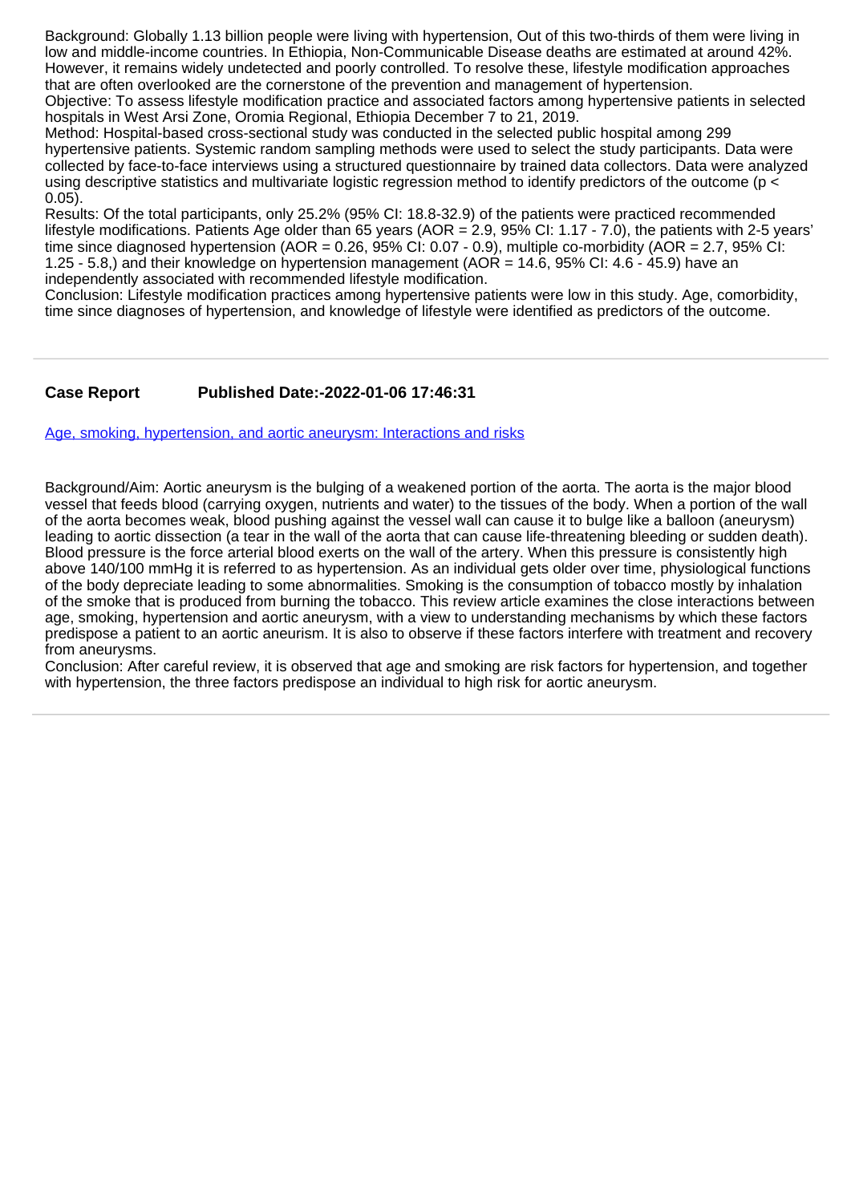Background: Globally 1.13 billion people were living with hypertension, Out of this two-thirds of them were living in low and middle-income countries. In Ethiopia, Non-Communicable Disease deaths are estimated at around 42%. However, it remains widely undetected and poorly controlled. To resolve these, lifestyle modification approaches that are often overlooked are the cornerstone of the prevention and management of hypertension.
Objective: To assess lifestyle modification practice and associated factors among hypertensive patients in selected hospitals in West Arsi Zone, Oromia Regional, Ethiopia December 7 to 21, 2019.
Method: Hospital-based cross-sectional study was conducted in the selected public hospital among 299 hypertensive patients. Systemic random sampling methods were used to select the study participants. Data were collected by face-to-face interviews using a structured questionnaire by trained data collectors. Data were analyzed using descriptive statistics and multivariate logistic regression method to identify predictors of the outcome ($p < 0.05$).
Results: Of the total participants, only 25.2% (95% CI: 18.8-32.9) of the patients were practiced recommended lifestyle modifications. Patients Age older than 65 years (AOR = 2.9, 95% CI: 1.17 - 7.0), the patients with 2-5 years' time since diagnosed hypertension (AOR = 0.26, 95% CI: 0.07 - 0.9), multiple co-morbidity (AOR = 2.7, 95% CI: 1.25 - 5.8,) and their knowledge on hypertension management (AOR = 14.6, 95% CI: 4.6 - 45.9) have an independently associated with recommended lifestyle modification.
Conclusion: Lifestyle modification practices among hypertensive patients were low in this study. Age, comorbidity, time since diagnoses of hypertension, and knowledge of lifestyle were identified as predictors of the outcome.

---

**Case Report** **Published Date:-2022-01-06 17:46:31**

Age, smoking, hypertension, and aortic aneurysm: Interactions and risks

Background/Aim: Aortic aneurysm is the bulging of a weakened portion of the aorta. The aorta is the major blood vessel that feeds blood (carrying oxygen, nutrients and water) to the tissues of the body. When a portion of the wall of the aorta becomes weak, blood pushing against the vessel wall can cause it to bulge like a balloon (aneurysm) leading to aortic dissection (a tear in the wall of the aorta that can cause life-threatening bleeding or sudden death). Blood pressure is the force arterial blood exerts on the wall of the artery. When this pressure is consistently high above 140/100 mmHg it is referred to as hypertension. As an individual gets older over time, physiological functions of the body depreciate leading to some abnormalities. Smoking is the consumption of tobacco mostly by inhalation of the smoke that is produced from burning the tobacco. This review article examines the close interactions between age, smoking, hypertension and aortic aneurysm, with a view to understanding mechanisms by which these factors predispose a patient to an aortic aneurism. It is also to observe if these factors interfere with treatment and recovery from aneurysms.
Conclusion: After careful review, it is observed that age and smoking are risk factors for hypertension, and together with hypertension, the three factors predispose an individual to high risk for aortic aneurysm.

---